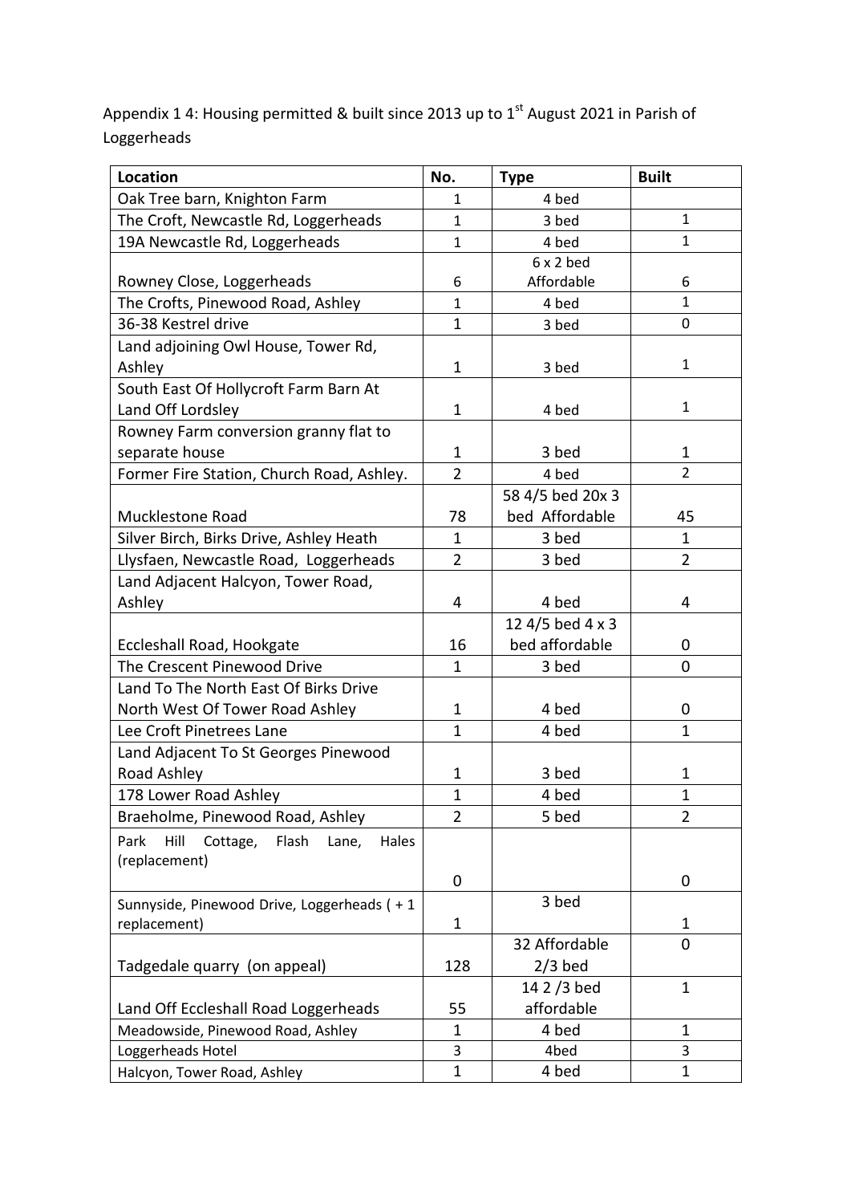Appendix 1 4: Housing permitted & built since 2013 up to 1st August 2021 in Parish of Loggerheads

| Location | No. | Type | Built |
|---|---|---|---|
| Oak Tree barn, Knighton Farm | 1 | 4 bed | |
| The Croft, Newcastle Rd, Loggerheads | 1 | 3 bed | 1 |
| 19A Newcastle Rd, Loggerheads | 1 | 4 bed | 1 |
| Rowney Close, Loggerheads | 6 | 6 x 2 bed Affordable | 6 |
| The Crofts, Pinewood Road, Ashley | 1 | 4 bed | 1 |
| 36-38 Kestrel drive | 1 | 3 bed | 0 |
| Land adjoining Owl House, Tower Rd, Ashley | 1 | 3 bed | 1 |
| South East Of Hollycroft Farm Barn At Land Off Lordsley | 1 | 4 bed | 1 |
| Rowney Farm conversion granny flat to separate house | 1 | 3 bed | 1 |
| Former Fire Station, Church Road, Ashley. | 2 | 4 bed | 2 |
| Mucklestone Road | 78 | 58 4/5 bed 20x 3 bed Affordable | 45 |
| Silver Birch, Birks Drive, Ashley Heath | 1 | 3 bed | 1 |
| Llysfaen, Newcastle Road, Loggerheads | 2 | 3 bed | 2 |
| Land Adjacent Halcyon, Tower Road, Ashley | 4 | 4 bed | 4 |
| Eccleshall Road, Hookgate | 16 | 12 4/5 bed 4 x 3 bed affordable | 0 |
| The Crescent Pinewood Drive | 1 | 3 bed | 0 |
| Land To The North East Of Birks Drive North West Of Tower Road Ashley | 1 | 4 bed | 0 |
| Lee Croft Pinetrees Lane | 1 | 4 bed | 1 |
| Land Adjacent To St Georges Pinewood Road Ashley | 1 | 3 bed | 1 |
| 178 Lower Road Ashley | 1 | 4 bed | 1 |
| Braeholme, Pinewood Road, Ashley | 2 | 5 bed | 2 |
| Park Hill Cottage, Flash Lane, Hales (replacement) | 0 | | 0 |
| Sunnyside, Pinewood Drive, Loggerheads ( + 1 replacement) | 1 | 3 bed | 1 |
| Tadgedale quarry (on appeal) | 128 | 32 Affordable 2/3 bed | 0 |
| Land Off Eccleshall Road Loggerheads | 55 | 14 2 /3 bed affordable | 1 |
| Meadowside, Pinewood Road, Ashley | 1 | 4 bed | 1 |
| Loggerheads Hotel | 3 | 4bed | 3 |
| Halcyon, Tower Road, Ashley | 1 | 4 bed | 1 |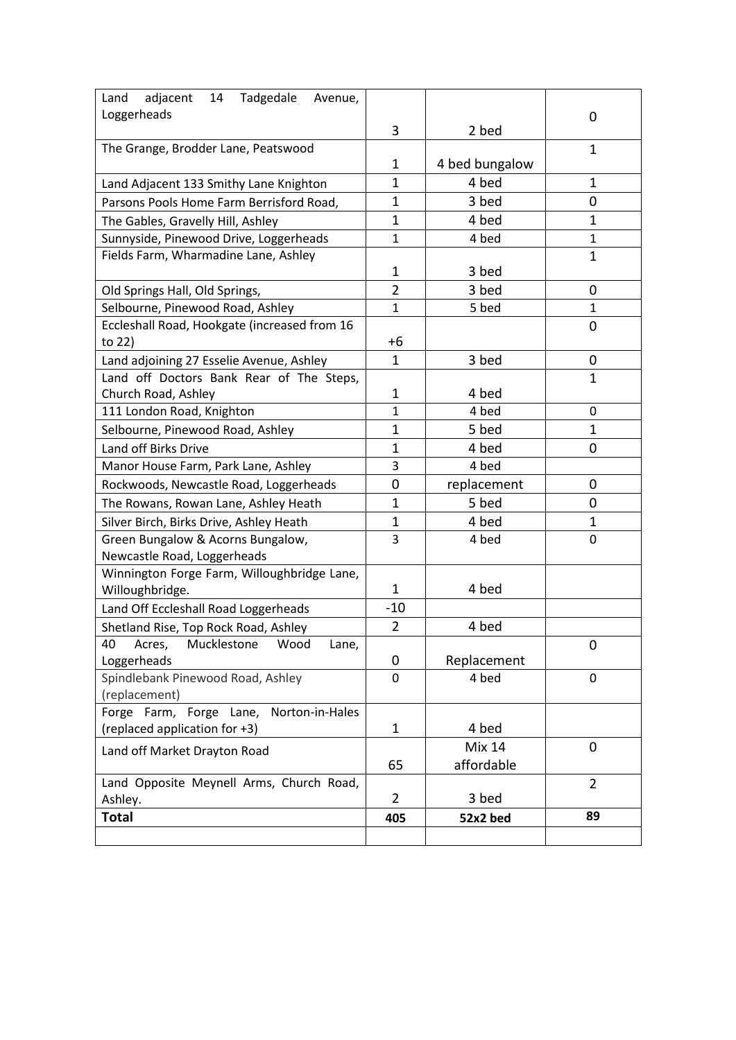| | | | |
|---|---|---|---|
| Land adjacent 14 Tadgedale Avenue, Loggerheads | 3 | 2 bed | 0 |
| The Grange, Brodder Lane, Peatswood | 1 | 4 bed bungalow | 1 |
| Land Adjacent 133 Smithy Lane Knighton | 1 | 4 bed | 1 |
| Parsons Pools Home Farm Berrisford Road, | 1 | 3 bed | 0 |
| The Gables, Gravelly Hill, Ashley | 1 | 4 bed | 1 |
| Sunnyside, Pinewood Drive, Loggerheads | 1 | 4 bed | 1 |
| Fields Farm, Wharmadine Lane, Ashley | 1 | 3 bed | 1 |
| Old Springs Hall, Old Springs, | 2 | 3 bed | 0 |
| Selbourne, Pinewood Road, Ashley | 1 | 5 bed | 1 |
| Eccleshall Road, Hookgate (increased from 16 to 22) | +6 | | 0 |
| Land adjoining 27 Esselie Avenue, Ashley | 1 | 3 bed | 0 |
| Land off Doctors Bank Rear of The Steps, Church Road, Ashley | 1 | 4 bed | 1 |
| 111 London Road, Knighton | 1 | 4 bed | 0 |
| Selbourne, Pinewood Road, Ashley | 1 | 5 bed | 1 |
| Land off Birks Drive | 1 | 4 bed | 0 |
| Manor House Farm, Park Lane, Ashley | 3 | 4 bed | |
| Rockwoods, Newcastle Road, Loggerheads | 0 | replacement | 0 |
| The Rowans, Rowan Lane, Ashley Heath | 1 | 5 bed | 0 |
| Silver Birch, Birks Drive, Ashley Heath | 1 | 4 bed | 1 |
| Green Bungalow & Acorns Bungalow, Newcastle Road, Loggerheads | 3 | 4 bed | 0 |
| Winnington Forge Farm, Willoughbridge Lane, Willoughbridge. | 1 | 4 bed | |
| Land Off Eccleshall Road Loggerheads | -10 | | |
| Shetland Rise, Top Rock Road, Ashley | 2 | 4 bed | |
| 40 Acres, Mucklestone Wood Lane, Loggerheads | 0 | Replacement | 0 |
| Spindlebank Pinewood Road, Ashley (replacement) | 0 | 4 bed | 0 |
| Forge Farm, Forge Lane, Norton-in-Hales (replaced application for +3) | 1 | 4 bed | |
| Land off Market Drayton Road | 65 | Mix 14 affordable | 0 |
| Land Opposite Meynell Arms, Church Road, Ashley. | 2 | 3 bed | 2 |
| **Total** | **405** | **52x2 bed** | **89** |
| | | | |